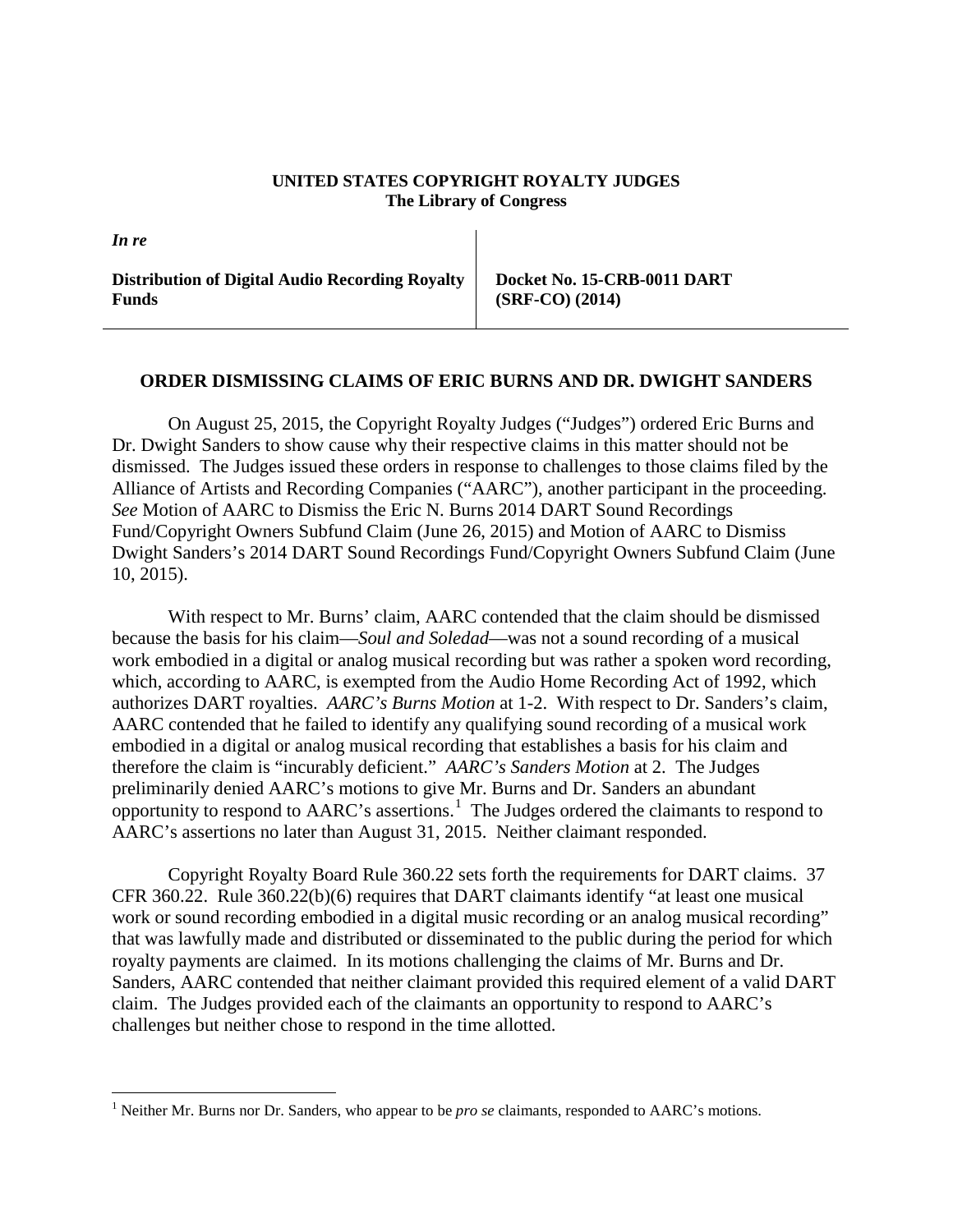**UNITED STATES COPYRIGHT ROYALTY JUDGES**
**The Library of Congress**

| *In re* | |
|---|---|
| **Distribution of Digital Audio Recording Royalty Funds** | **Docket No. 15-CRB-0011 DART (SRF-CO) (2014)** |

## ORDER DISMISSING CLAIMS OF ERIC BURNS AND DR. DWIGHT SANDERS

On August 25, 2015, the Copyright Royalty Judges ("Judges") ordered Eric Burns and Dr. Dwight Sanders to show cause why their respective claims in this matter should not be dismissed. The Judges issued these orders in response to challenges to those claims filed by the Alliance of Artists and Recording Companies ("AARC"), another participant in the proceeding. *See* Motion of AARC to Dismiss the Eric N. Burns 2014 DART Sound Recordings Fund/Copyright Owners Subfund Claim (June 26, 2015) and Motion of AARC to Dismiss Dwight Sanders's 2014 DART Sound Recordings Fund/Copyright Owners Subfund Claim (June 10, 2015).

With respect to Mr. Burns' claim, AARC contended that the claim should be dismissed because the basis for his claim—*Soul and Soledad*—was not a sound recording of a musical work embodied in a digital or analog musical recording but was rather a spoken word recording, which, according to AARC, is exempted from the Audio Home Recording Act of 1992, which authorizes DART royalties. *AARC's Burns Motion* at 1-2. With respect to Dr. Sanders's claim, AARC contended that he failed to identify any qualifying sound recording of a musical work embodied in a digital or analog musical recording that establishes a basis for his claim and therefore the claim is "incurably deficient." *AARC's Sanders Motion* at 2. The Judges preliminarily denied AARC's motions to give Mr. Burns and Dr. Sanders an abundant opportunity to respond to AARC's assertions.[1] The Judges ordered the claimants to respond to AARC's assertions no later than August 31, 2015. Neither claimant responded.

Copyright Royalty Board Rule 360.22 sets forth the requirements for DART claims. 37 CFR 360.22. Rule 360.22(b)(6) requires that DART claimants identify "at least one musical work or sound recording embodied in a digital music recording or an analog musical recording" that was lawfully made and distributed or disseminated to the public during the period for which royalty payments are claimed. In its motions challenging the claims of Mr. Burns and Dr. Sanders, AARC contended that neither claimant provided this required element of a valid DART claim. The Judges provided each of the claimants an opportunity to respond to AARC's challenges but neither chose to respond in the time allotted.

[1] Neither Mr. Burns nor Dr. Sanders, who appear to be *pro se* claimants, responded to AARC's motions.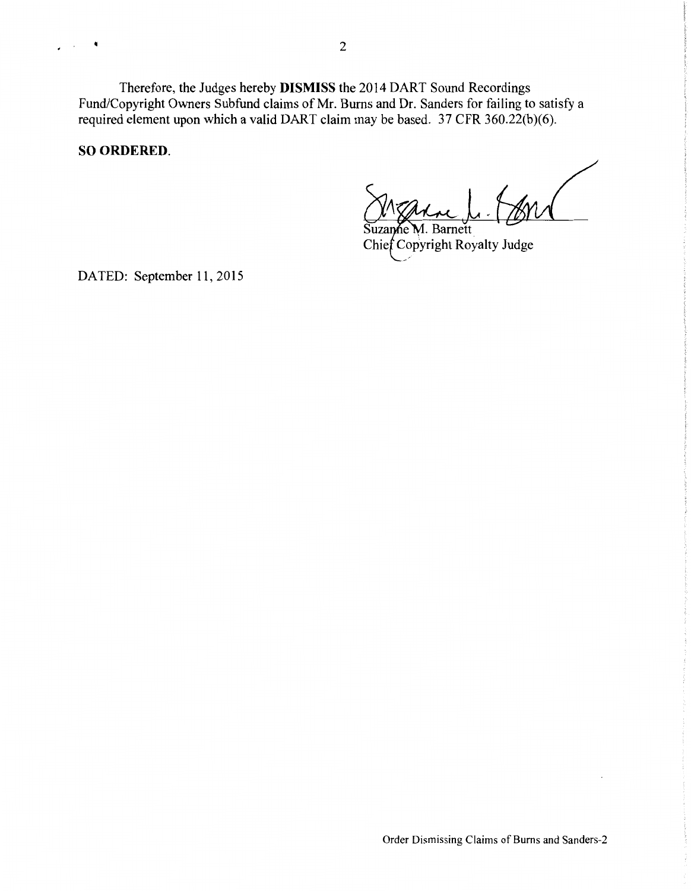Therefore, the Judges hereby **DISMISS** the 2014 DART Sound Recordings Fund/Copyright Owners Subfund claims of Mr. Burns and Dr. Sanders for failing to satisfy a required element upon which a valid DART claim may be based. 37 CFR 360.22(b)(6).

**SO ORDERED.**

Suzanne M. Barnett
Chief Copyright Royalty Judge

DATED: September 11, 2015